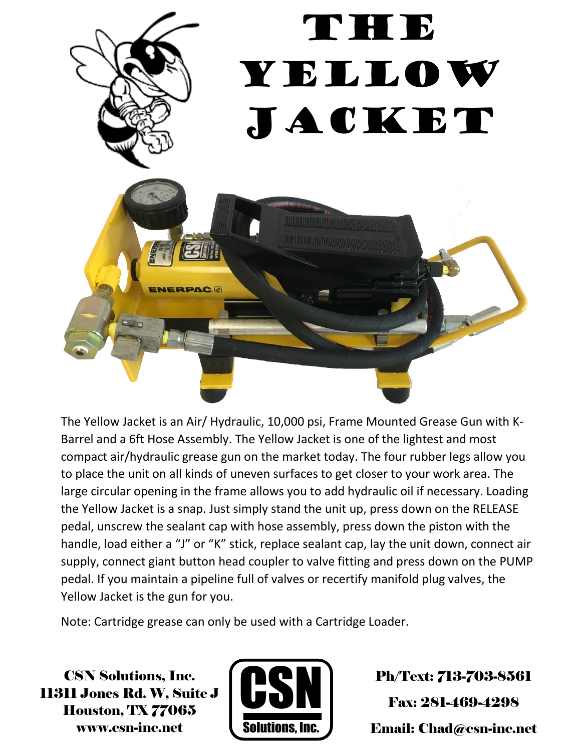# The Yellow Jacket

The Yellow Jacket is an Air/ Hydraulic, 10,000 psi, Frame Mounted Grease Gun with K-Barrel and a 6ft Hose Assembly. The Yellow Jacket is one of the lightest and most compact air/hydraulic grease gun on the market today. The four rubber legs allow you to place the unit on all kinds of uneven surfaces to get closer to your work area. The large circular opening in the frame allows you to add hydraulic oil if necessary. Loading the Yellow Jacket is a snap. Just simply stand the unit up, press down on the RELEASE pedal, unscrew the sealant cap with hose assembly, press down the piston with the handle, load either a "J" or "K" stick, replace sealant cap, lay the unit down, connect air supply, connect giant button head coupler to valve fitting and press down on the PUMP pedal. If you maintain a pipeline full of valves or recertify manifold plug valves, the Yellow Jacket is the gun for you.

Note: Cartridge grease can only be used with a Cartridge Loader.

**CSN Solutions, Inc.**
**11311 Jones Rd. W, Suite J**
**Houston, TX 77065**
**www.csn-inc.net**

**CSN Solutions, Inc.**

**Ph/Text: 713-703-8561**
**Fax: 281-469-4298**
**Email: Chad@csn-inc.net**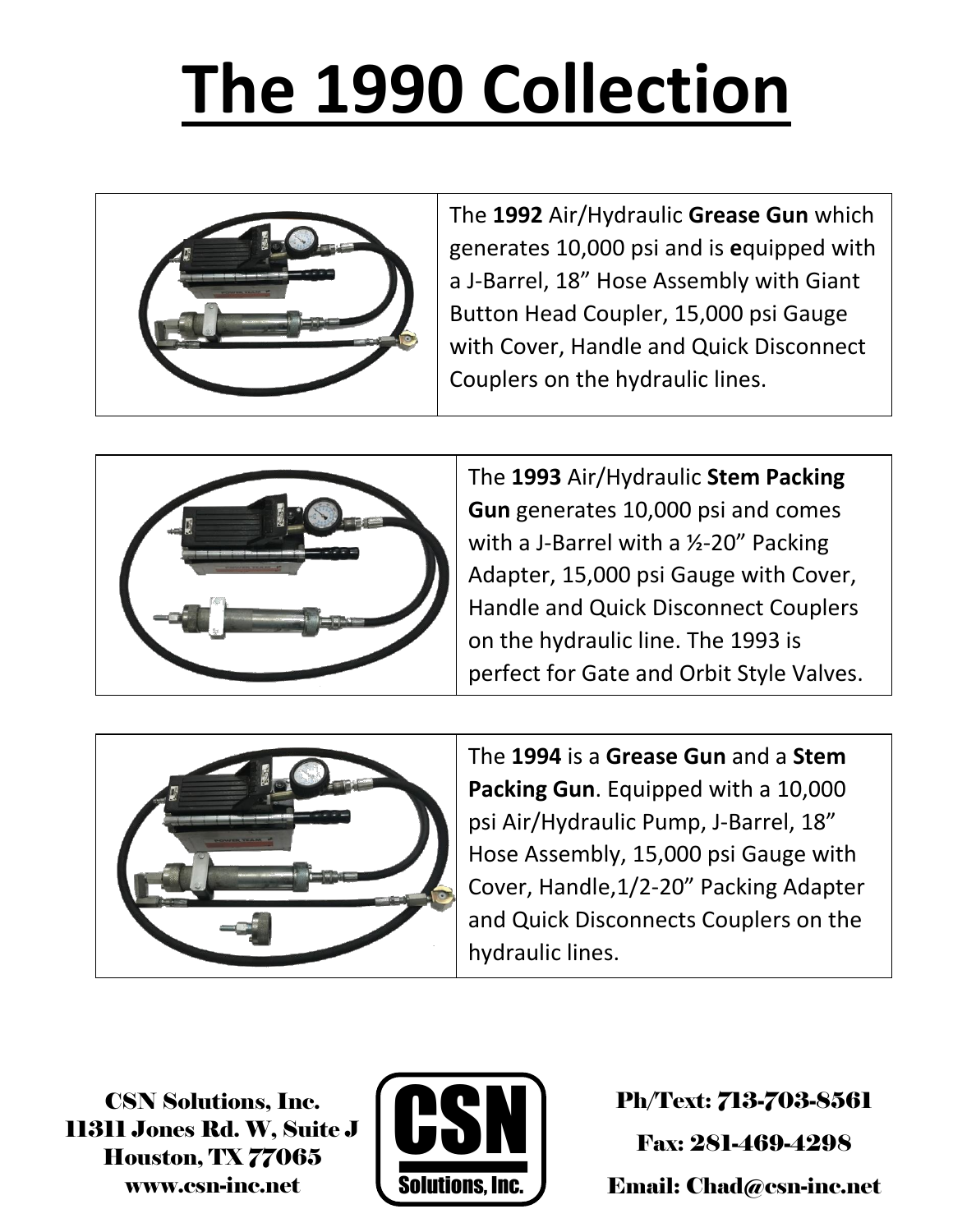# The 1990 Collection

The **1992** Air/Hydraulic **Grease Gun** which generates 10,000 psi and is **e**quipped with a J-Barrel, 18" Hose Assembly with Giant Button Head Coupler, 15,000 psi Gauge with Cover, Handle and Quick Disconnect Couplers on the hydraulic lines.

The **1993** Air/Hydraulic **Stem Packing Gun** generates 10,000 psi and comes with a J-Barrel with a ½-20" Packing Adapter, 15,000 psi Gauge with Cover, Handle and Quick Disconnect Couplers on the hydraulic line. The 1993 is perfect for Gate and Orbit Style Valves.

The **1994** is a **Grease Gun** and a **Stem Packing Gun**. Equipped with a 10,000 psi Air/Hydraulic Pump, J-Barrel, 18" Hose Assembly, 15,000 psi Gauge with Cover, Handle,1/2-20" Packing Adapter and Quick Disconnects Couplers on the hydraulic lines.

CSN Solutions, Inc.
11311 Jones Rd. W, Suite J
Houston, TX 77065
www.csn-inc.net

CSN
Solutions, Inc.

Ph/Text: 713-703-8561
Fax: 281-469-4298
Email: Chad@csn-inc.net